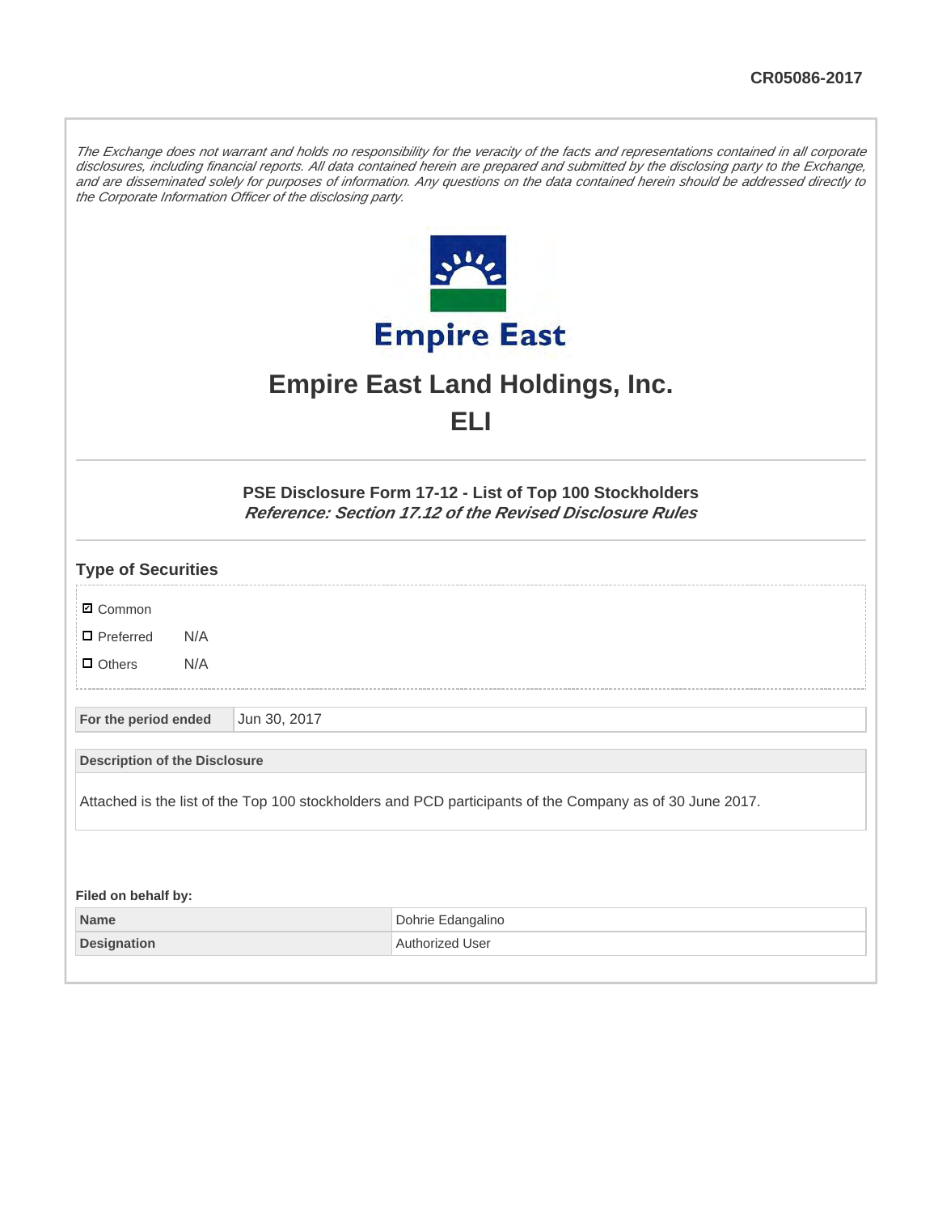CR05086-2017

*The Exchange does not warrant and holds no responsibility for the veracity of the facts and representations contained in all corporate disclosures, including financial reports. All data contained herein are prepared and submitted by the disclosing party to the Exchange, and are disseminated solely for purposes of information. Any questions on the data contained herein should be addressed directly to the Corporate Information Officer of the disclosing party.*

Empire East

# Empire East Land Holdings, Inc.

# ELI

### PSE Disclosure Form 17-12 - List of Top 100 Stockholders

***Reference: Section 17.12 of the Revised Disclosure Rules***

## Type of Securities

- ☑ Common
- ☐ Preferred N/A
- ☐ Others N/A

| For the period ended | Jun 30, 2017 |
|---|---|

**Description of the Disclosure**

Attached is the list of the Top 100 stockholders and PCD participants of the Company as of 30 June 2017.

**Filed on behalf by:**

| Name | Dohrie Edangalino |
|---|---|
| Designation | Authorized User |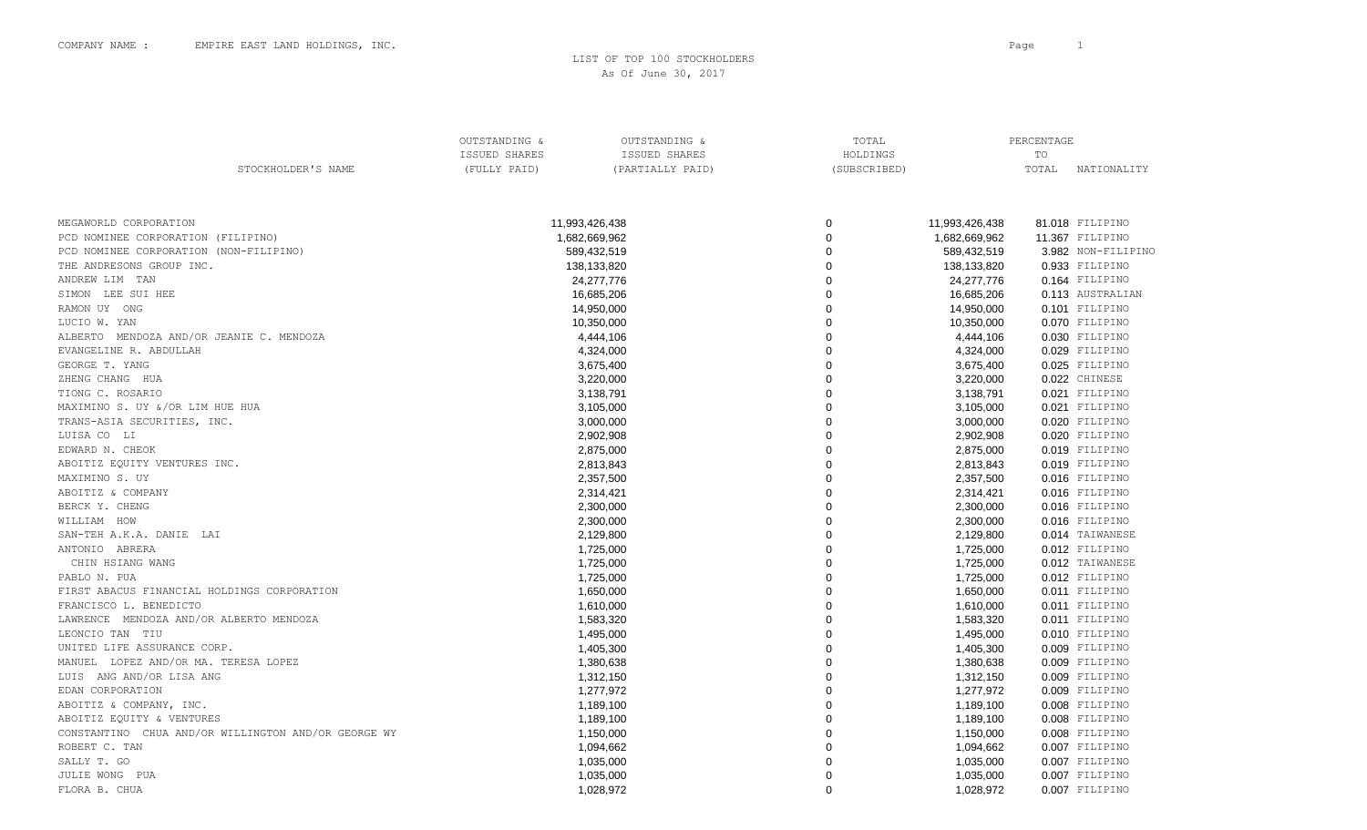COMPANY NAME : EMPIRE EAST LAND HOLDINGS, INC.

# LIST OF TOP 100 STOCKHOLDERS

As Of June 30, 2017

| STOCKHOLDER'S NAME | OUTSTANDING & ISSUED SHARES (FULLY PAID) | OUTSTANDING & ISSUED SHARES (PARTIALLY PAID) | TOTAL HOLDINGS (SUBSCRIBED) | PERCENTAGE TO TOTAL | NATIONALITY |
|---|---|---|---|---|---|
| MEGAWORLD CORPORATION | 11,993,426,438 | 0 | 11,993,426,438 | 81.018 | FILIPINO |
| PCD NOMINEE CORPORATION (FILIPINO) | 1,682,669,962 | 0 | 1,682,669,962 | 11.367 | FILIPINO |
| PCD NOMINEE CORPORATION (NON-FILIPINO) | 589,432,519 | 0 | 589,432,519 | 3.982 | NON-FILIPINO |
| THE ANDRESONS GROUP INC. | 138,133,820 | 0 | 138,133,820 | 0.933 | FILIPINO |
| ANDREW LIM TAN | 24,277,776 | 0 | 24,277,776 | 0.164 | FILIPINO |
| SIMON LEE SUI HEE | 16,685,206 | 0 | 16,685,206 | 0.113 | AUSTRALIAN |
| RAMON UY ONG | 14,950,000 | 0 | 14,950,000 | 0.101 | FILIPINO |
| LUCIO W. YAN | 10,350,000 | 0 | 10,350,000 | 0.070 | FILIPINO |
| ALBERTO MENDOZA AND/OR JEANIE C. MENDOZA | 4,444,106 | 0 | 4,444,106 | 0.030 | FILIPINO |
| EVANGELINE R. ABDULLAH | 4,324,000 | 0 | 4,324,000 | 0.029 | FILIPINO |
| GEORGE T. YANG | 3,675,400 | 0 | 3,675,400 | 0.025 | FILIPINO |
| ZHENG CHANG HUA | 3,220,000 | 0 | 3,220,000 | 0.022 | CHINESE |
| TIONG C. ROSARIO | 3,138,791 | 0 | 3,138,791 | 0.021 | FILIPINO |
| MAXIMINO S. UY &/OR LIM HUE HUA | 3,105,000 | 0 | 3,105,000 | 0.021 | FILIPINO |
| TRANS-ASIA SECURITIES, INC. | 3,000,000 | 0 | 3,000,000 | 0.020 | FILIPINO |
| LUISA CO LI | 2,902,908 | 0 | 2,902,908 | 0.020 | FILIPINO |
| EDWARD N. CHEOK | 2,875,000 | 0 | 2,875,000 | 0.019 | FILIPINO |
| ABOITIZ EQUITY VENTURES INC. | 2,813,843 | 0 | 2,813,843 | 0.019 | FILIPINO |
| MAXIMINO S. UY | 2,357,500 | 0 | 2,357,500 | 0.016 | FILIPINO |
| ABOITIZ & COMPANY | 2,314,421 | 0 | 2,314,421 | 0.016 | FILIPINO |
| BERCK Y. CHENG | 2,300,000 | 0 | 2,300,000 | 0.016 | FILIPINO |
| WILLIAM HOW | 2,300,000 | 0 | 2,300,000 | 0.016 | FILIPINO |
| SAN-TEH A.K.A. DANIE LAI | 2,129,800 | 0 | 2,129,800 | 0.014 | TAIWANESE |
| ANTONIO ABRERA | 1,725,000 | 0 | 1,725,000 | 0.012 | FILIPINO |
| CHIN HSIANG WANG | 1,725,000 | 0 | 1,725,000 | 0.012 | TAIWANESE |
| PABLO N. PUA | 1,725,000 | 0 | 1,725,000 | 0.012 | FILIPINO |
| FIRST ABACUS FINANCIAL HOLDINGS CORPORATION | 1,650,000 | 0 | 1,650,000 | 0.011 | FILIPINO |
| FRANCISCO L. BENEDICTO | 1,610,000 | 0 | 1,610,000 | 0.011 | FILIPINO |
| LAWRENCE MENDOZA AND/OR ALBERTO MENDOZA | 1,583,320 | 0 | 1,583,320 | 0.011 | FILIPINO |
| LEONCIO TAN TIU | 1,495,000 | 0 | 1,495,000 | 0.010 | FILIPINO |
| UNITED LIFE ASSURANCE CORP. | 1,405,300 | 0 | 1,405,300 | 0.009 | FILIPINO |
| MANUEL LOPEZ AND/OR MA. TERESA LOPEZ | 1,380,638 | 0 | 1,380,638 | 0.009 | FILIPINO |
| LUIS ANG AND/OR LISA ANG | 1,312,150 | 0 | 1,312,150 | 0.009 | FILIPINO |
| EDAN CORPORATION | 1,277,972 | 0 | 1,277,972 | 0.009 | FILIPINO |
| ABOITIZ & COMPANY, INC. | 1,189,100 | 0 | 1,189,100 | 0.008 | FILIPINO |
| ABOITIZ EQUITY & VENTURES | 1,189,100 | 0 | 1,189,100 | 0.008 | FILIPINO |
| CONSTANTINO CHUA AND/OR WILLINGTON AND/OR GEORGE WY | 1,150,000 | 0 | 1,150,000 | 0.008 | FILIPINO |
| ROBERT C. TAN | 1,094,662 | 0 | 1,094,662 | 0.007 | FILIPINO |
| SALLY T. GO | 1,035,000 | 0 | 1,035,000 | 0.007 | FILIPINO |
| JULIE WONG PUA | 1,035,000 | 0 | 1,035,000 | 0.007 | FILIPINO |
| FLORA B. CHUA | 1,028,972 | 0 | 1,028,972 | 0.007 | FILIPINO |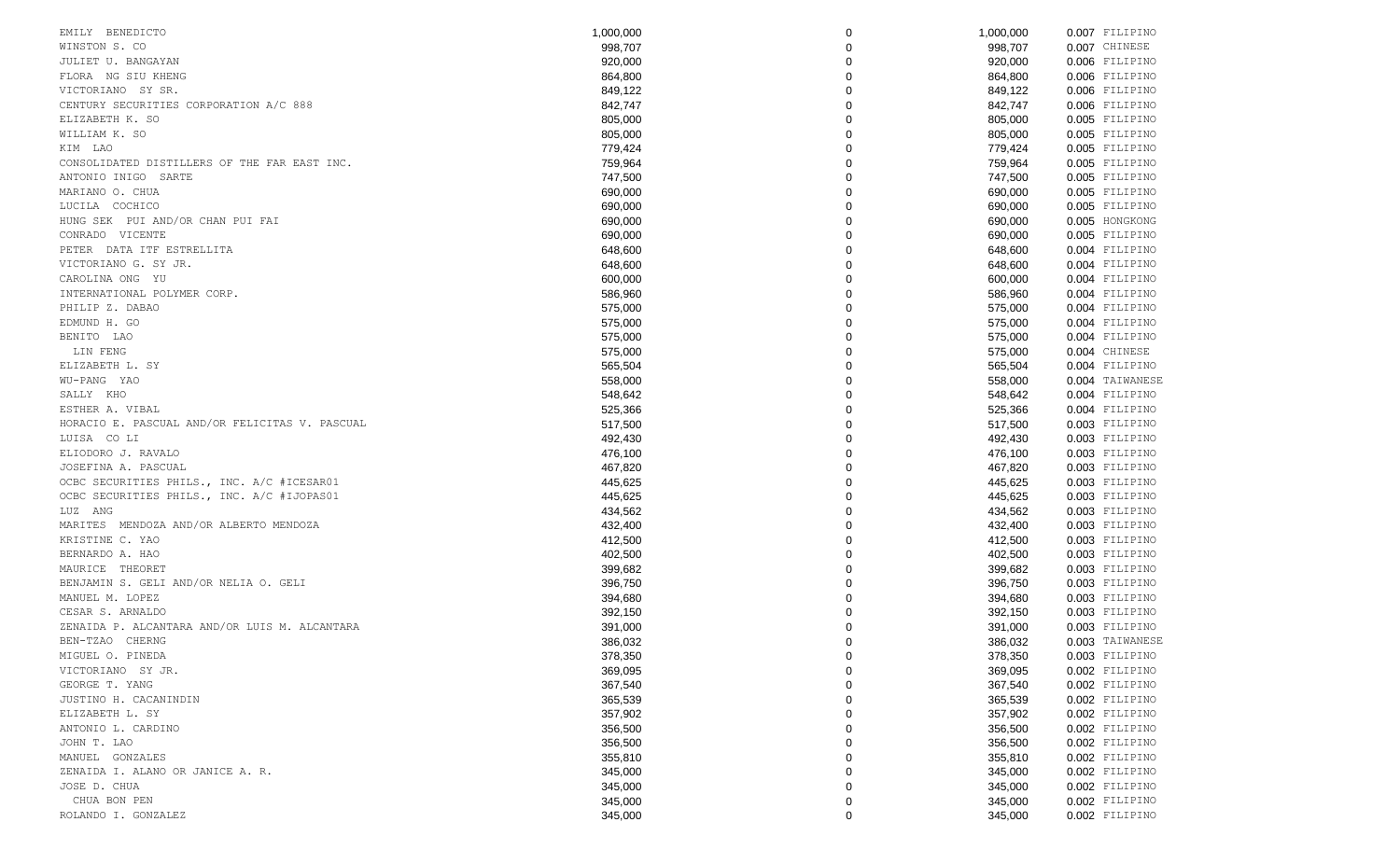| | | | | | |
|---|---|---|---|---|---|
| EMILY BENEDICTO | 1,000,000 | 0 | 1,000,000 | 0.007 | FILIPINO |
| WINSTON S. CO | 998,707 | 0 | 998,707 | 0.007 | CHINESE |
| JULIET U. BANGAYAN | 920,000 | 0 | 920,000 | 0.006 | FILIPINO |
| FLORA NG SIU KHENG | 864,800 | 0 | 864,800 | 0.006 | FILIPINO |
| VICTORIANO SY SR. | 849,122 | 0 | 849,122 | 0.006 | FILIPINO |
| CENTURY SECURITIES CORPORATION A/C 888 | 842,747 | 0 | 842,747 | 0.006 | FILIPINO |
| ELIZABETH K. SO | 805,000 | 0 | 805,000 | 0.005 | FILIPINO |
| WILLIAM K. SO | 805,000 | 0 | 805,000 | 0.005 | FILIPINO |
| KIM LAO | 779,424 | 0 | 779,424 | 0.005 | FILIPINO |
| CONSOLIDATED DISTILLERS OF THE FAR EAST INC. | 759,964 | 0 | 759,964 | 0.005 | FILIPINO |
| ANTONIO INIGO SARTE | 747,500 | 0 | 747,500 | 0.005 | FILIPINO |
| MARIANO O. CHUA | 690,000 | 0 | 690,000 | 0.005 | FILIPINO |
| LUCILA COCHICO | 690,000 | 0 | 690,000 | 0.005 | FILIPINO |
| HUNG SEK PUI AND/OR CHAN PUI FAI | 690,000 | 0 | 690,000 | 0.005 | HONGKONG |
| CONRADO VICENTE | 690,000 | 0 | 690,000 | 0.005 | FILIPINO |
| PETER DATA ITF ESTRELLITA | 648,600 | 0 | 648,600 | 0.004 | FILIPINO |
| VICTORIANO G. SY JR. | 648,600 | 0 | 648,600 | 0.004 | FILIPINO |
| CAROLINA ONG YU | 600,000 | 0 | 600,000 | 0.004 | FILIPINO |
| INTERNATIONAL POLYMER CORP. | 586,960 | 0 | 586,960 | 0.004 | FILIPINO |
| PHILIP Z. DABAO | 575,000 | 0 | 575,000 | 0.004 | FILIPINO |
| EDMUND H. GO | 575,000 | 0 | 575,000 | 0.004 | FILIPINO |
| BENITO LAO | 575,000 | 0 | 575,000 | 0.004 | FILIPINO |
| LIN FENG | 575,000 | 0 | 575,000 | 0.004 | CHINESE |
| ELIZABETH L. SY | 565,504 | 0 | 565,504 | 0.004 | FILIPINO |
| WU-PANG YAO | 558,000 | 0 | 558,000 | 0.004 | TAIWANESE |
| SALLY KHO | 548,642 | 0 | 548,642 | 0.004 | FILIPINO |
| ESTHER A. VIBAL | 525,366 | 0 | 525,366 | 0.004 | FILIPINO |
| HORACIO E. PASCUAL AND/OR FELICITAS V. PASCUAL | 517,500 | 0 | 517,500 | 0.003 | FILIPINO |
| LUISA CO LI | 492,430 | 0 | 492,430 | 0.003 | FILIPINO |
| ELIODORO J. RAVALO | 476,100 | 0 | 476,100 | 0.003 | FILIPINO |
| JOSEFINA A. PASCUAL | 467,820 | 0 | 467,820 | 0.003 | FILIPINO |
| OCBC SECURITIES PHILS., INC. A/C #ICESAR01 | 445,625 | 0 | 445,625 | 0.003 | FILIPINO |
| OCBC SECURITIES PHILS., INC. A/C #IJOPAS01 | 445,625 | 0 | 445,625 | 0.003 | FILIPINO |
| LUZ ANG | 434,562 | 0 | 434,562 | 0.003 | FILIPINO |
| MARITES MENDOZA AND/OR ALBERTO MENDOZA | 432,400 | 0 | 432,400 | 0.003 | FILIPINO |
| KRISTINE C. YAO | 412,500 | 0 | 412,500 | 0.003 | FILIPINO |
| BERNARDO A. HAO | 402,500 | 0 | 402,500 | 0.003 | FILIPINO |
| MAURICE THEORET | 399,682 | 0 | 399,682 | 0.003 | FILIPINO |
| BENJAMIN S. GELI AND/OR NELIA O. GELI | 396,750 | 0 | 396,750 | 0.003 | FILIPINO |
| MANUEL M. LOPEZ | 394,680 | 0 | 394,680 | 0.003 | FILIPINO |
| CESAR S. ARNALDO | 392,150 | 0 | 392,150 | 0.003 | FILIPINO |
| ZENAIDA P. ALCANTARA AND/OR LUIS M. ALCANTARA | 391,000 | 0 | 391,000 | 0.003 | FILIPINO |
| BEN-TZAO CHERNG | 386,032 | 0 | 386,032 | 0.003 | TAIWANESE |
| MIGUEL O. PINEDA | 378,350 | 0 | 378,350 | 0.003 | FILIPINO |
| VICTORIANO SY JR. | 369,095 | 0 | 369,095 | 0.002 | FILIPINO |
| GEORGE T. YANG | 367,540 | 0 | 367,540 | 0.002 | FILIPINO |
| JUSTINO H. CACANINDIN | 365,539 | 0 | 365,539 | 0.002 | FILIPINO |
| ELIZABETH L. SY | 357,902 | 0 | 357,902 | 0.002 | FILIPINO |
| ANTONIO L. CARDINO | 356,500 | 0 | 356,500 | 0.002 | FILIPINO |
| JOHN T. LAO | 356,500 | 0 | 356,500 | 0.002 | FILIPINO |
| MANUEL GONZALES | 355,810 | 0 | 355,810 | 0.002 | FILIPINO |
| ZENAIDA I. ALANO OR JANICE A. R. | 345,000 | 0 | 345,000 | 0.002 | FILIPINO |
| JOSE D. CHUA | 345,000 | 0 | 345,000 | 0.002 | FILIPINO |
| CHUA BON PEN | 345,000 | 0 | 345,000 | 0.002 | FILIPINO |
| ROLANDO I. GONZALEZ | 345,000 | 0 | 345,000 | 0.002 | FILIPINO |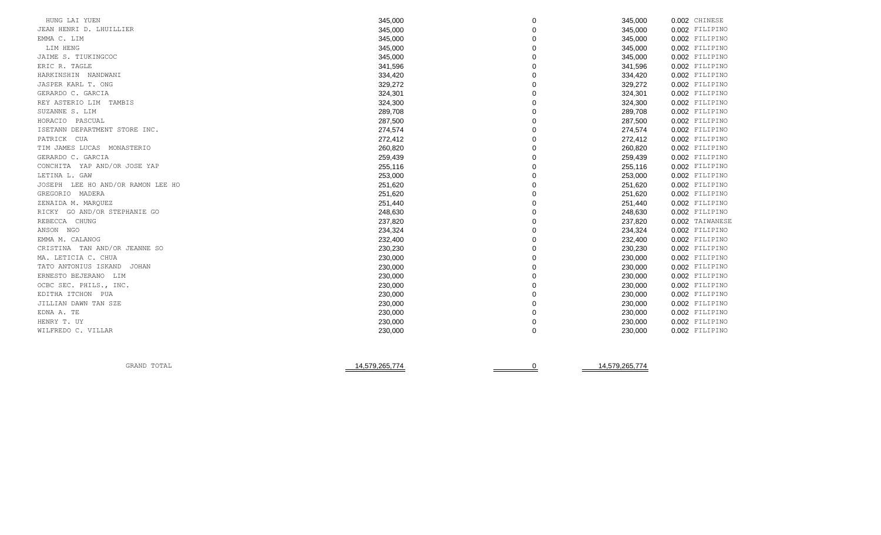| | | | | | |
|---|---|---|---|---|---|
| HUNG LAI YUEN | 345,000 | 0 | 345,000 | 0.002 | CHINESE |
| JEAN HENRI D. LHUILLIER | 345,000 | 0 | 345,000 | 0.002 | FILIPINO |
| EMMA C. LIM | 345,000 | 0 | 345,000 | 0.002 | FILIPINO |
| LIM HENG | 345,000 | 0 | 345,000 | 0.002 | FILIPINO |
| JAIME S. TIUKINGCOC | 345,000 | 0 | 345,000 | 0.002 | FILIPINO |
| ERIC R. TAGLE | 341,596 | 0 | 341,596 | 0.002 | FILIPINO |
| HARKINSHIN NANDWANI | 334,420 | 0 | 334,420 | 0.002 | FILIPINO |
| JASPER KARL T. ONG | 329,272 | 0 | 329,272 | 0.002 | FILIPINO |
| GERARDO C. GARCIA | 324,301 | 0 | 324,301 | 0.002 | FILIPINO |
| REY ASTERIO LIM TAMBIS | 324,300 | 0 | 324,300 | 0.002 | FILIPINO |
| SUZANNE S. LIM | 289,708 | 0 | 289,708 | 0.002 | FILIPINO |
| HORACIO PASCUAL | 287,500 | 0 | 287,500 | 0.002 | FILIPINO |
| ISETANN DEPARTMENT STORE INC. | 274,574 | 0 | 274,574 | 0.002 | FILIPINO |
| PATRICK CUA | 272,412 | 0 | 272,412 | 0.002 | FILIPINO |
| TIM JAMES LUCAS MONASTERIO | 260,820 | 0 | 260,820 | 0.002 | FILIPINO |
| GERARDO C. GARCIA | 259,439 | 0 | 259,439 | 0.002 | FILIPINO |
| CONCHITA YAP AND/OR JOSE YAP | 255,116 | 0 | 255,116 | 0.002 | FILIPINO |
| LETINA L. GAW | 253,000 | 0 | 253,000 | 0.002 | FILIPINO |
| JOSEPH LEE HO AND/OR RAMON LEE HO | 251,620 | 0 | 251,620 | 0.002 | FILIPINO |
| GREGORIO MADERA | 251,620 | 0 | 251,620 | 0.002 | FILIPINO |
| ZENAIDA M. MARQUEZ | 251,440 | 0 | 251,440 | 0.002 | FILIPINO |
| RICKY GO AND/OR STEPHANIE GO | 248,630 | 0 | 248,630 | 0.002 | FILIPINO |
| REBECCA CHUNG | 237,820 | 0 | 237,820 | 0.002 | TAIWANESE |
| ANSON NGO | 234,324 | 0 | 234,324 | 0.002 | FILIPINO |
| EMMA M. CALANOG | 232,400 | 0 | 232,400 | 0.002 | FILIPINO |
| CRISTINA TAN AND/OR JEANNE SO | 230,230 | 0 | 230,230 | 0.002 | FILIPINO |
| MA. LETICIA C. CHUA | 230,000 | 0 | 230,000 | 0.002 | FILIPINO |
| TATO ANTONIUS ISKAND JOHAN | 230,000 | 0 | 230,000 | 0.002 | FILIPINO |
| ERNESTO BEJERANO LIM | 230,000 | 0 | 230,000 | 0.002 | FILIPINO |
| OCBC SEC. PHILS., INC. | 230,000 | 0 | 230,000 | 0.002 | FILIPINO |
| EDITHA ITCHON PUA | 230,000 | 0 | 230,000 | 0.002 | FILIPINO |
| JILLIAN DAWN TAN SZE | 230,000 | 0 | 230,000 | 0.002 | FILIPINO |
| EDNA A. TE | 230,000 | 0 | 230,000 | 0.002 | FILIPINO |
| HENRY T. UY | 230,000 | 0 | 230,000 | 0.002 | FILIPINO |
| WILFREDO C. VILLAR | 230,000 | 0 | 230,000 | 0.002 | FILIPINO |
| GRAND TOTAL | 14,579,265,774 | 0 | 14,579,265,774 | | |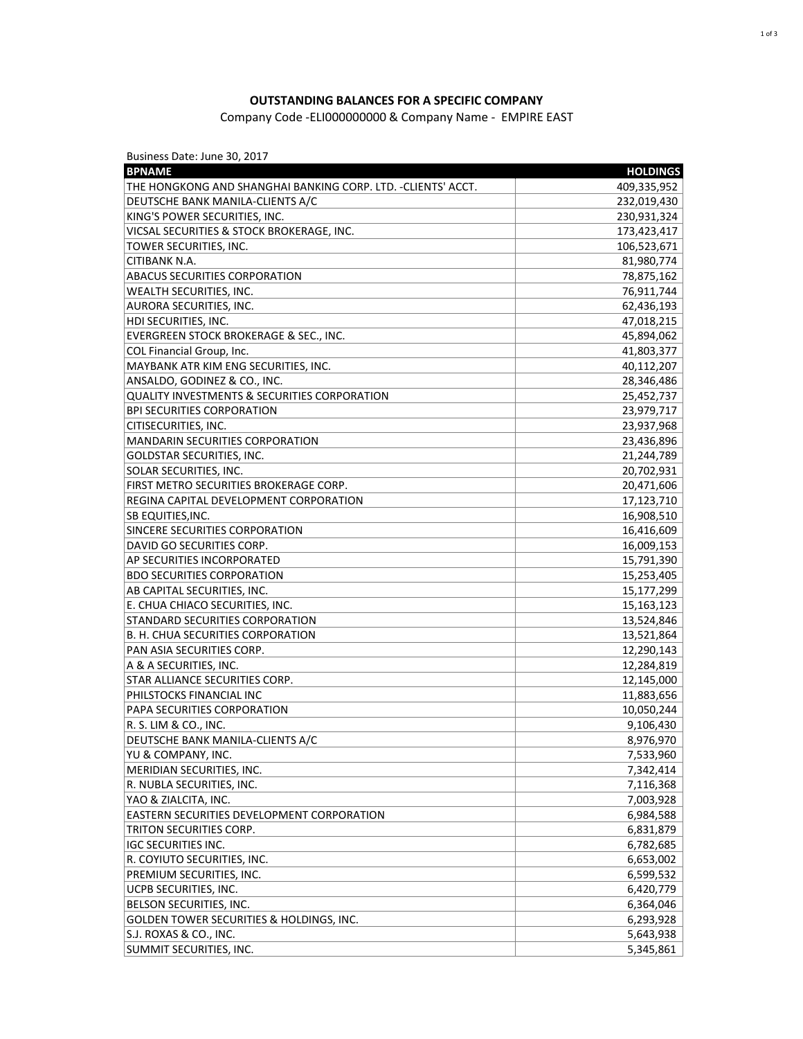**OUTSTANDING BALANCES FOR A SPECIFIC COMPANY**

Company Code -ELI000000000 & Company Name - EMPIRE EAST

Business Date: June 30, 2017

| BPNAME | HOLDINGS |
|---|---:|
| THE HONGKONG AND SHANGHAI BANKING CORP. LTD. -CLIENTS' ACCT. | 409,335,952 |
| DEUTSCHE BANK MANILA-CLIENTS A/C | 232,019,430 |
| KING'S POWER SECURITIES, INC. | 230,931,324 |
| VICSAL SECURITIES & STOCK BROKERAGE, INC. | 173,423,417 |
| TOWER SECURITIES, INC. | 106,523,671 |
| CITIBANK N.A. | 81,980,774 |
| ABACUS SECURITIES CORPORATION | 78,875,162 |
| WEALTH SECURITIES, INC. | 76,911,744 |
| AURORA SECURITIES, INC. | 62,436,193 |
| HDI SECURITIES, INC. | 47,018,215 |
| EVERGREEN STOCK BROKERAGE & SEC., INC. | 45,894,062 |
| COL Financial Group, Inc. | 41,803,377 |
| MAYBANK ATR KIM ENG SECURITIES, INC. | 40,112,207 |
| ANSALDO, GODINEZ & CO., INC. | 28,346,486 |
| QUALITY INVESTMENTS & SECURITIES CORPORATION | 25,452,737 |
| BPI SECURITIES CORPORATION | 23,979,717 |
| CITISECURITIES, INC. | 23,937,968 |
| MANDARIN SECURITIES CORPORATION | 23,436,896 |
| GOLDSTAR SECURITIES, INC. | 21,244,789 |
| SOLAR SECURITIES, INC. | 20,702,931 |
| FIRST METRO SECURITIES BROKERAGE CORP. | 20,471,606 |
| REGINA CAPITAL DEVELOPMENT CORPORATION | 17,123,710 |
| SB EQUITIES,INC. | 16,908,510 |
| SINCERE SECURITIES CORPORATION | 16,416,609 |
| DAVID GO SECURITIES CORP. | 16,009,153 |
| AP SECURITIES INCORPORATED | 15,791,390 |
| BDO SECURITIES CORPORATION | 15,253,405 |
| AB CAPITAL SECURITIES, INC. | 15,177,299 |
| E. CHUA CHIACO SECURITIES, INC. | 15,163,123 |
| STANDARD SECURITIES CORPORATION | 13,524,846 |
| B. H. CHUA SECURITIES CORPORATION | 13,521,864 |
| PAN ASIA SECURITIES CORP. | 12,290,143 |
| A & A SECURITIES, INC. | 12,284,819 |
| STAR ALLIANCE SECURITIES CORP. | 12,145,000 |
| PHILSTOCKS FINANCIAL INC | 11,883,656 |
| PAPA SECURITIES CORPORATION | 10,050,244 |
| R. S. LIM & CO., INC. | 9,106,430 |
| DEUTSCHE BANK MANILA-CLIENTS A/C | 8,976,970 |
| YU & COMPANY, INC. | 7,533,960 |
| MERIDIAN SECURITIES, INC. | 7,342,414 |
| R. NUBLA SECURITIES, INC. | 7,116,368 |
| YAO & ZIALCITA, INC. | 7,003,928 |
| EASTERN SECURITIES DEVELOPMENT CORPORATION | 6,984,588 |
| TRITON SECURITIES CORP. | 6,831,879 |
| IGC SECURITIES INC. | 6,782,685 |
| R. COYIUTO SECURITIES, INC. | 6,653,002 |
| PREMIUM SECURITIES, INC. | 6,599,532 |
| UCPB SECURITIES, INC. | 6,420,779 |
| BELSON SECURITIES, INC. | 6,364,046 |
| GOLDEN TOWER SECURITIES & HOLDINGS, INC. | 6,293,928 |
| S.J. ROXAS & CO., INC. | 5,643,938 |
| SUMMIT SECURITIES, INC. | 5,345,861 |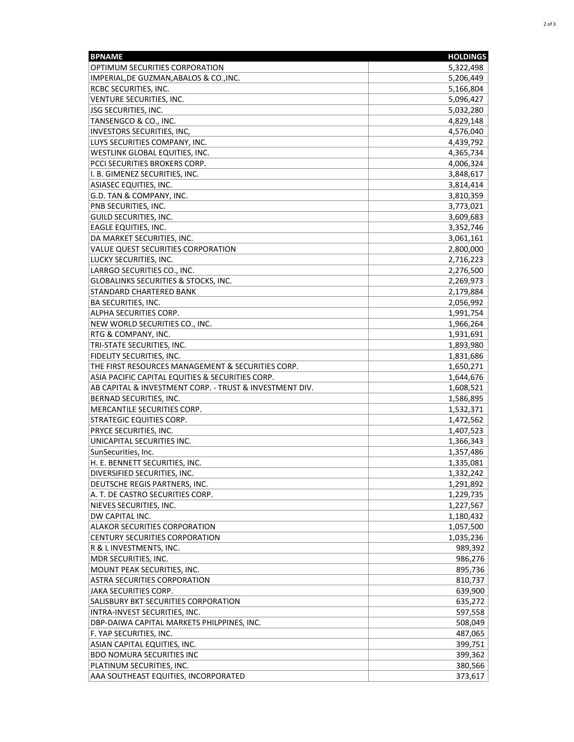| BPNAME | HOLDINGS |
| --- | --- |
| OPTIMUM SECURITIES CORPORATION | 5,322,498 |
| IMPERIAL,DE GUZMAN,ABALOS & CO.,INC. | 5,206,449 |
| RCBC SECURITIES, INC. | 5,166,804 |
| VENTURE SECURITIES, INC. | 5,096,427 |
| JSG SECURITIES, INC. | 5,032,280 |
| TANSENGCO & CO., INC. | 4,829,148 |
| INVESTORS SECURITIES, INC, | 4,576,040 |
| LUYS SECURITIES COMPANY, INC. | 4,439,792 |
| WESTLINK GLOBAL EQUITIES, INC. | 4,365,734 |
| PCCI SECURITIES BROKERS CORP. | 4,006,324 |
| I. B. GIMENEZ SECURITIES, INC. | 3,848,617 |
| ASIASEC EQUITIES, INC. | 3,814,414 |
| G.D. TAN & COMPANY, INC. | 3,810,359 |
| PNB SECURITIES, INC. | 3,773,021 |
| GUILD SECURITIES, INC. | 3,609,683 |
| EAGLE EQUITIES, INC. | 3,352,746 |
| DA MARKET SECURITIES, INC. | 3,061,161 |
| VALUE QUEST SECURITIES CORPORATION | 2,800,000 |
| LUCKY SECURITIES, INC. | 2,716,223 |
| LARRGO SECURITIES CO., INC. | 2,276,500 |
| GLOBALINKS SECURITIES & STOCKS, INC. | 2,269,973 |
| STANDARD CHARTERED BANK | 2,179,884 |
| BA SECURITIES, INC. | 2,056,992 |
| ALPHA SECURITIES CORP. | 1,991,754 |
| NEW WORLD SECURITIES CO., INC. | 1,966,264 |
| RTG & COMPANY, INC. | 1,931,691 |
| TRI-STATE SECURITIES, INC. | 1,893,980 |
| FIDELITY SECURITIES, INC. | 1,831,686 |
| THE FIRST RESOURCES MANAGEMENT & SECURITIES CORP. | 1,650,271 |
| ASIA PACIFIC CAPITAL EQUITIES & SECURITIES CORP. | 1,644,676 |
| AB CAPITAL & INVESTMENT CORP. - TRUST & INVESTMENT DIV. | 1,608,521 |
| BERNAD SECURITIES, INC. | 1,586,895 |
| MERCANTILE SECURITIES CORP. | 1,532,371 |
| STRATEGIC EQUITIES CORP. | 1,472,562 |
| PRYCE SECURITIES, INC. | 1,407,523 |
| UNICAPITAL SECURITIES INC. | 1,366,343 |
| SunSecurities, Inc. | 1,357,486 |
| H. E. BENNETT SECURITIES, INC. | 1,335,081 |
| DIVERSIFIED SECURITIES, INC. | 1,332,242 |
| DEUTSCHE REGIS PARTNERS, INC. | 1,291,892 |
| A. T. DE CASTRO SECURITIES CORP. | 1,229,735 |
| NIEVES SECURITIES, INC. | 1,227,567 |
| DW CAPITAL INC. | 1,180,432 |
| ALAKOR SECURITIES CORPORATION | 1,057,500 |
| CENTURY SECURITIES CORPORATION | 1,035,236 |
| R & L INVESTMENTS, INC. | 989,392 |
| MDR SECURITIES, INC. | 986,276 |
| MOUNT PEAK SECURITIES, INC. | 895,736 |
| ASTRA SECURITIES CORPORATION | 810,737 |
| JAKA SECURITIES CORP. | 639,900 |
| SALISBURY BKT SECURITIES CORPORATION | 635,272 |
| INTRA-INVEST SECURITIES, INC. | 597,558 |
| DBP-DAIWA CAPITAL MARKETS PHILPPINES, INC. | 508,049 |
| F. YAP SECURITIES, INC. | 487,065 |
| ASIAN CAPITAL EQUITIES, INC. | 399,751 |
| BDO NOMURA SECURITIES INC | 399,362 |
| PLATINUM SECURITIES, INC. | 380,566 |
| AAA SOUTHEAST EQUITIES, INCORPORATED | 373,617 |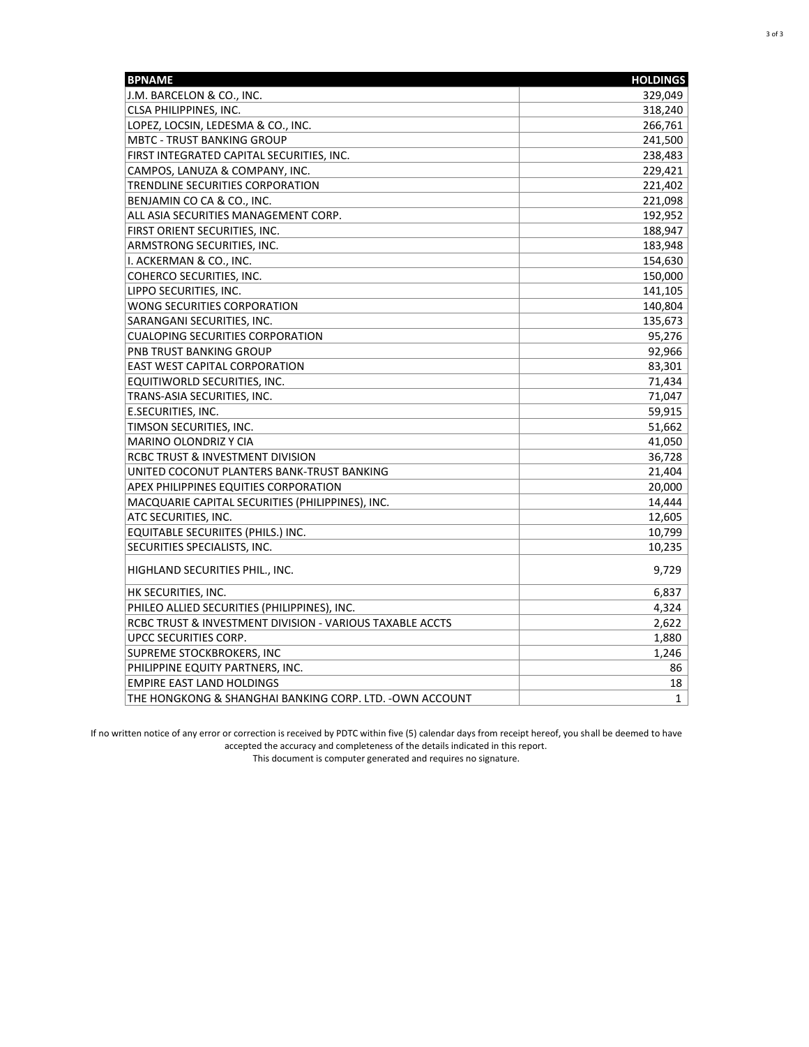| BPNAME | HOLDINGS |
| --- | --- |
| J.M. BARCELON & CO., INC. | 329,049 |
| CLSA PHILIPPINES, INC. | 318,240 |
| LOPEZ, LOCSIN, LEDESMA & CO., INC. | 266,761 |
| MBTC - TRUST BANKING GROUP | 241,500 |
| FIRST INTEGRATED CAPITAL SECURITIES, INC. | 238,483 |
| CAMPOS, LANUZA & COMPANY, INC. | 229,421 |
| TRENDLINE SECURITIES CORPORATION | 221,402 |
| BENJAMIN CO CA & CO., INC. | 221,098 |
| ALL ASIA SECURITIES MANAGEMENT CORP. | 192,952 |
| FIRST ORIENT SECURITIES, INC. | 188,947 |
| ARMSTRONG SECURITIES, INC. | 183,948 |
| I. ACKERMAN & CO., INC. | 154,630 |
| COHERCO SECURITIES, INC. | 150,000 |
| LIPPO SECURITIES, INC. | 141,105 |
| WONG SECURITIES CORPORATION | 140,804 |
| SARANGANI SECURITIES, INC. | 135,673 |
| CUALOPING SECURITIES CORPORATION | 95,276 |
| PNB TRUST BANKING GROUP | 92,966 |
| EAST WEST CAPITAL CORPORATION | 83,301 |
| EQUITIWORLD SECURITIES, INC. | 71,434 |
| TRANS-ASIA SECURITIES, INC. | 71,047 |
| E.SECURITIES, INC. | 59,915 |
| TIMSON SECURITIES, INC. | 51,662 |
| MARINO OLONDRIZ Y CIA | 41,050 |
| RCBC TRUST & INVESTMENT DIVISION | 36,728 |
| UNITED COCONUT PLANTERS BANK-TRUST BANKING | 21,404 |
| APEX PHILIPPINES EQUITIES CORPORATION | 20,000 |
| MACQUARIE CAPITAL SECURITIES (PHILIPPINES), INC. | 14,444 |
| ATC SECURITIES, INC. | 12,605 |
| EQUITABLE SECURIITES (PHILS.) INC. | 10,799 |
| SECURITIES SPECIALISTS, INC. | 10,235 |
| HIGHLAND SECURITIES PHIL., INC. | 9,729 |
| HK SECURITIES, INC. | 6,837 |
| PHILEO ALLIED SECURITIES (PHILIPPINES), INC. | 4,324 |
| RCBC TRUST & INVESTMENT DIVISION - VARIOUS TAXABLE ACCTS | 2,622 |
| UPCC SECURITIES CORP. | 1,880 |
| SUPREME STOCKBROKERS, INC | 1,246 |
| PHILIPPINE EQUITY PARTNERS, INC. | 86 |
| EMPIRE EAST LAND HOLDINGS | 18 |
| THE HONGKONG & SHANGHAI BANKING CORP. LTD. -OWN ACCOUNT | 1 |

If no written notice of any error or correction is received by PDTC within five (5) calendar days from receipt hereof, you shall be deemed to have accepted the accuracy and completeness of the details indicated in this report.

This document is computer generated and requires no signature.